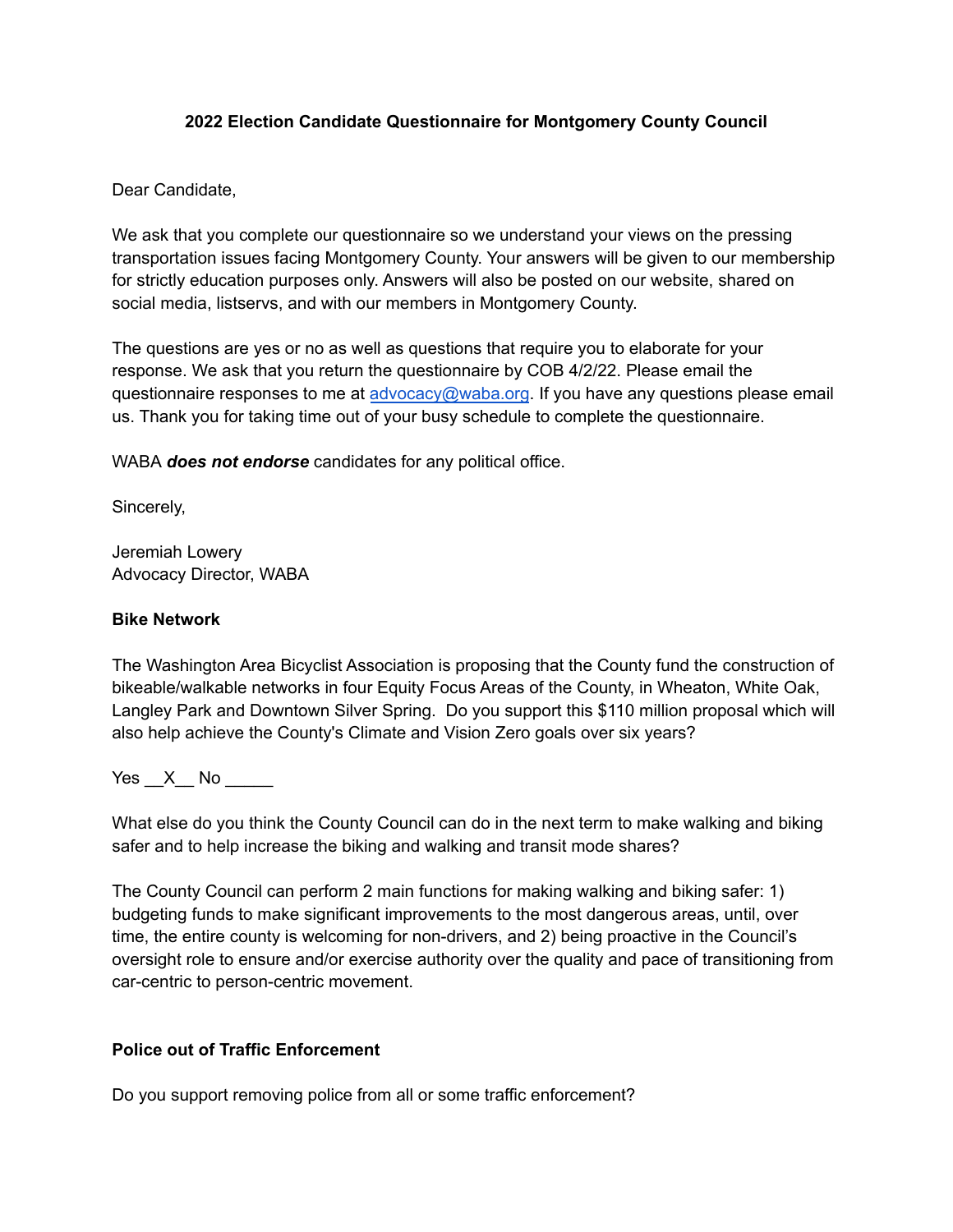**2022 Election Candidate Questionnaire for Montgomery County Council**

Dear Candidate,

We ask that you complete our questionnaire so we understand your views on the pressing transportation issues facing Montgomery County. Your answers will be given to our membership for strictly education purposes only. Answers will also be posted on our website, shared on social media, listservs, and with our members in Montgomery County.

The questions are yes or no as well as questions that require you to elaborate for your response. We ask that you return the questionnaire by COB 4/2/22. Please email the questionnaire responses to me at [advocacy@waba.org](mailto:advocacy@waba.org). If you have any questions please email us. Thank you for taking time out of your busy schedule to complete the questionnaire.

WABA ***does not endorse*** candidates for any political office.

Sincerely,

Jeremiah Lowery
Advocacy Director, WABA

**Bike Network**

The Washington Area Bicyclist Association is proposing that the County fund the construction of bikeable/walkable networks in four Equity Focus Areas of the County, in Wheaton, White Oak, Langley Park and Downtown Silver Spring. Do you support this $110 million proposal which will also help achieve the County's Climate and Vision Zero goals over six years?

Yes \_\_X\_\_ No \_\_\_\_\_

What else do you think the County Council can do in the next term to make walking and biking safer and to help increase the biking and walking and transit mode shares?

The County Council can perform 2 main functions for making walking and biking safer: 1) budgeting funds to make significant improvements to the most dangerous areas, until, over time, the entire county is welcoming for non-drivers, and 2) being proactive in the Council's oversight role to ensure and/or exercise authority over the quality and pace of transitioning from car-centric to person-centric movement.

**Police out of Traffic Enforcement**

Do you support removing police from all or some traffic enforcement?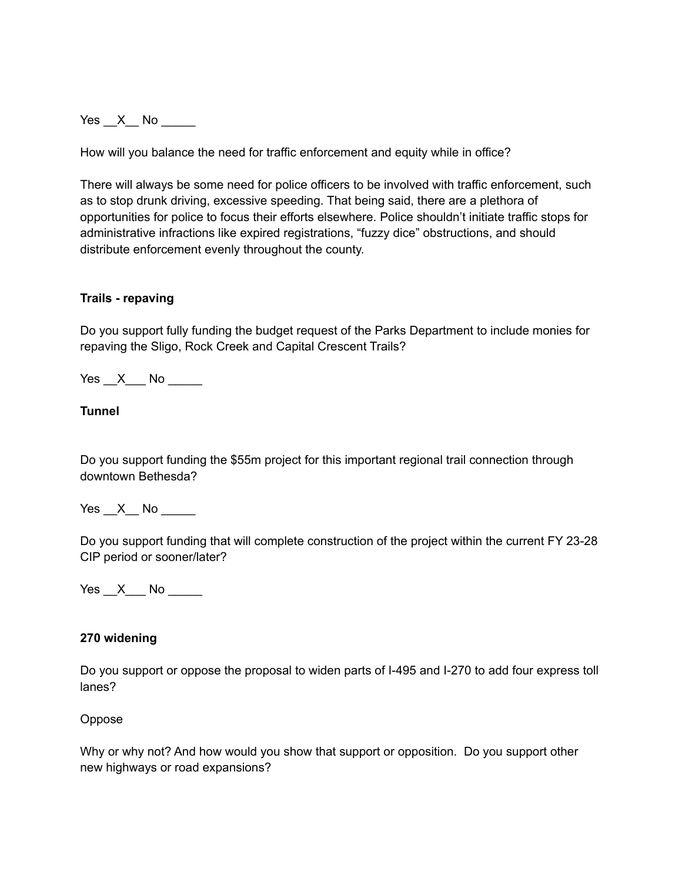Yes __X__ No _____

How will you balance the need for traffic enforcement and equity while in office?

There will always be some need for police officers to be involved with traffic enforcement, such as to stop drunk driving, excessive speeding. That being said, there are a plethora of opportunities for police to focus their efforts elsewhere. Police shouldn't initiate traffic stops for administrative infractions like expired registrations, "fuzzy dice" obstructions, and should distribute enforcement evenly throughout the county.

**Trails - repaving**

Do you support fully funding the budget request of the Parks Department to include monies for repaving the Sligo, Rock Creek and Capital Crescent Trails?

Yes __X___ No _____

**Tunnel**

Do you support funding the $55m project for this important regional trail connection through downtown Bethesda?

Yes __X__ No _____

Do you support funding that will complete construction of the project within the current FY 23-28 CIP period or sooner/later?

Yes __X___ No _____

**270 widening**

Do you support or oppose the proposal to widen parts of I-495 and I-270 to add four express toll lanes?

Oppose

Why or why not? And how would you show that support or opposition. Do you support other new highways or road expansions?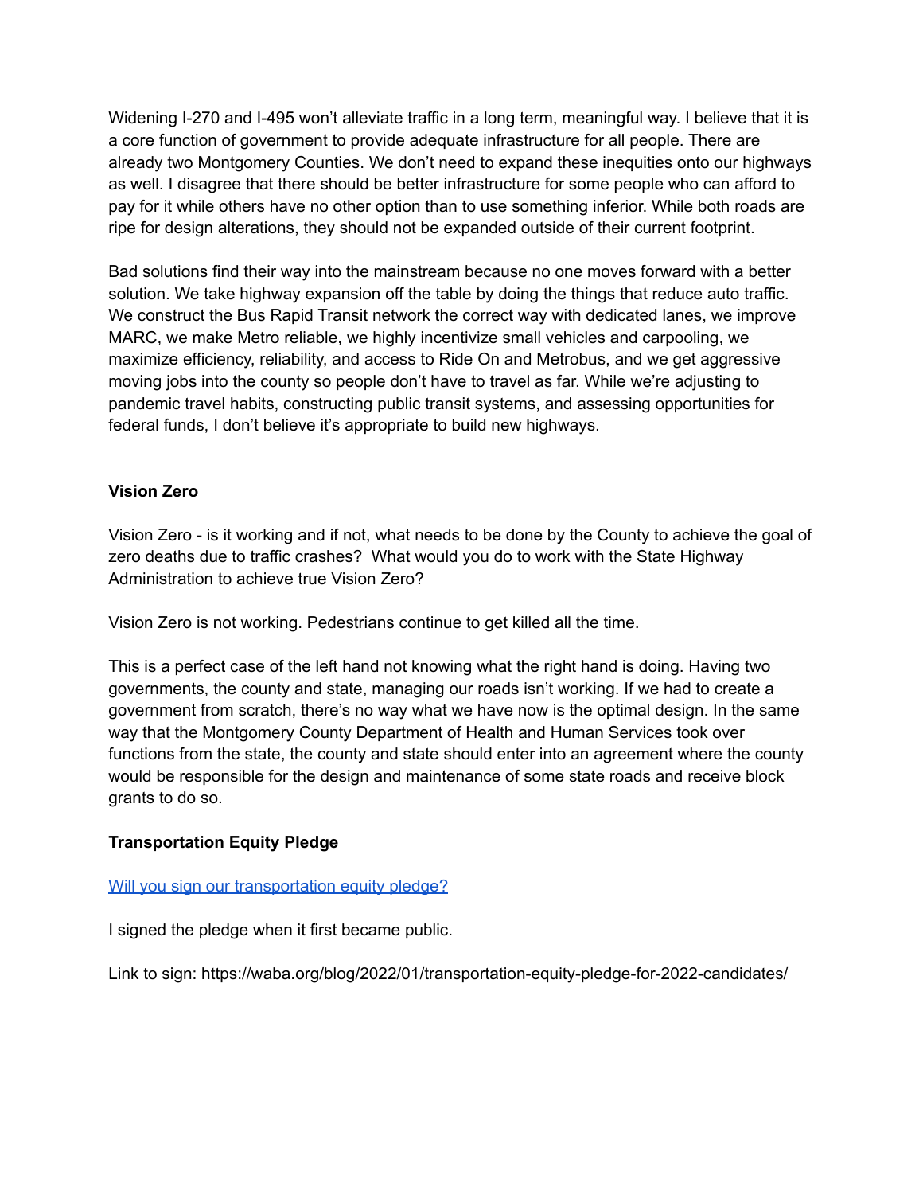Widening I-270 and I-495 won't alleviate traffic in a long term, meaningful way. I believe that it is a core function of government to provide adequate infrastructure for all people. There are already two Montgomery Counties. We don't need to expand these inequities onto our highways as well. I disagree that there should be better infrastructure for some people who can afford to pay for it while others have no other option than to use something inferior. While both roads are ripe for design alterations, they should not be expanded outside of their current footprint.

Bad solutions find their way into the mainstream because no one moves forward with a better solution. We take highway expansion off the table by doing the things that reduce auto traffic. We construct the Bus Rapid Transit network the correct way with dedicated lanes, we improve MARC, we make Metro reliable, we highly incentivize small vehicles and carpooling, we maximize efficiency, reliability, and access to Ride On and Metrobus, and we get aggressive moving jobs into the county so people don't have to travel as far. While we're adjusting to pandemic travel habits, constructing public transit systems, and assessing opportunities for federal funds, I don't believe it's appropriate to build new highways.

**Vision Zero**

Vision Zero - is it working and if not, what needs to be done by the County to achieve the goal of zero deaths due to traffic crashes? What would you do to work with the State Highway Administration to achieve true Vision Zero?

Vision Zero is not working. Pedestrians continue to get killed all the time.

This is a perfect case of the left hand not knowing what the right hand is doing. Having two governments, the county and state, managing our roads isn't working. If we had to create a government from scratch, there's no way what we have now is the optimal design. In the same way that the Montgomery County Department of Health and Human Services took over functions from the state, the county and state should enter into an agreement where the county would be responsible for the design and maintenance of some state roads and receive block grants to do so.

**Transportation Equity Pledge**

[Will you sign our transportation equity pledge?](https://waba.org/blog/2022/01/transportation-equity-pledge-for-2022-candidates/)

I signed the pledge when it first became public.

Link to sign: https://waba.org/blog/2022/01/transportation-equity-pledge-for-2022-candidates/